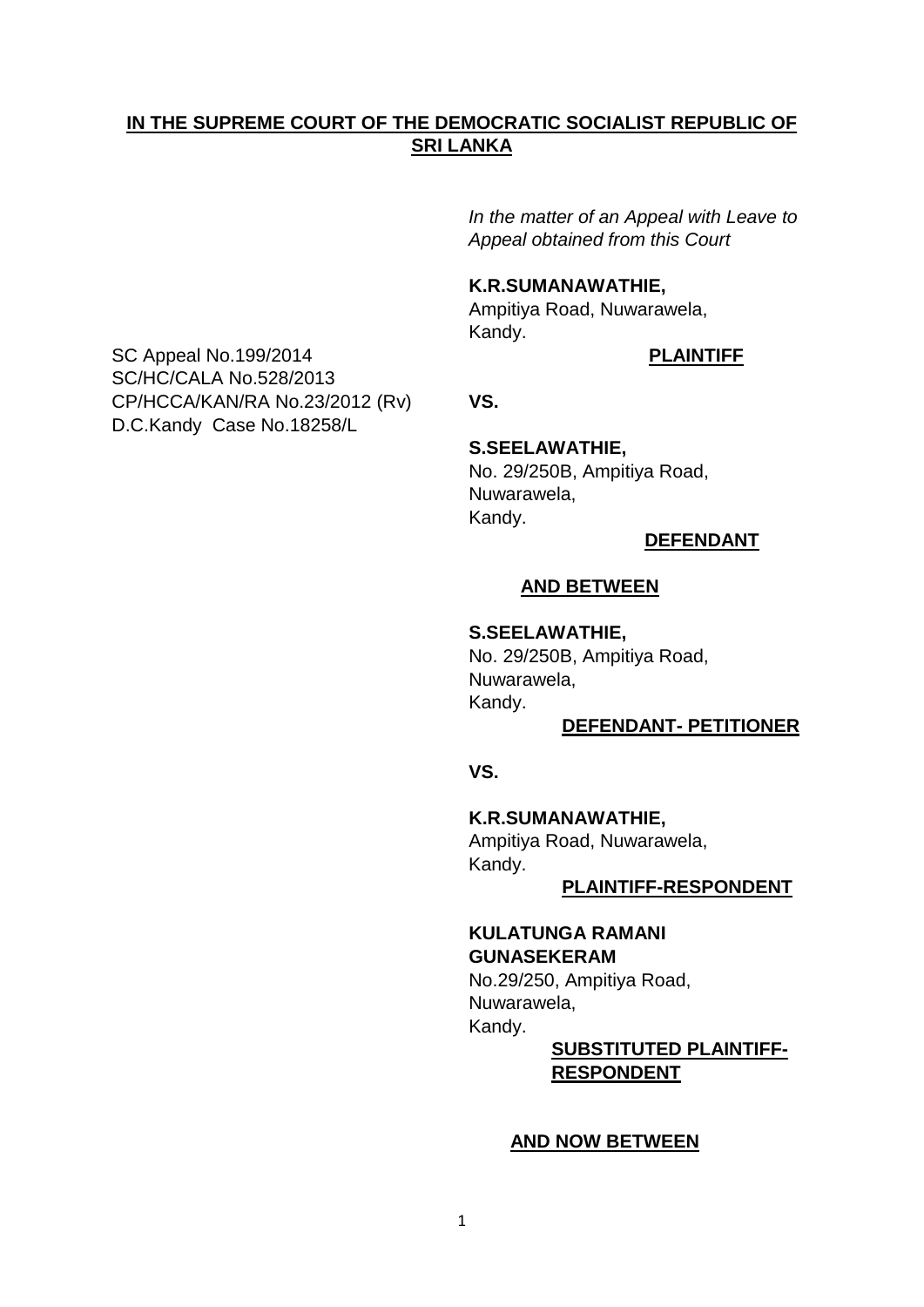**IN THE SUPREME COURT OF THE DEMOCRATIC SOCIALIST REPUBLIC OF SRI LANKA**

*In the matter of an Appeal with Leave to Appeal obtained from this Court*

SC Appeal No.199/2014
SC/HC/CALA No.528/2013
CP/HCCA/KAN/RA No.23/2012 (Rv)
D.C.Kandy Case No.18258/L

**K.R.SUMANAWATHIE,**
Ampitiya Road, Nuwarawela,
Kandy.

**PLAINTIFF**

**VS.**

**S.SEELAWATHIE,**
No. 29/250B, Ampitiya Road,
Nuwarawela,
Kandy.

**DEFENDANT**

**AND BETWEEN**

**S.SEELAWATHIE,**
No. 29/250B, Ampitiya Road,
Nuwarawela,
Kandy.

**DEFENDANT- PETITIONER**

**VS.**

**K.R.SUMANAWATHIE,**
Ampitiya Road, Nuwarawela,
Kandy.

**PLAINTIFF-RESPONDENT**

**KULATUNGA RAMANI GUNASEKERAM**
No.29/250, Ampitiya Road,
Nuwarawela,
Kandy.

**SUBSTITUTED PLAINTIFF-RESPONDENT**

**AND NOW BETWEEN**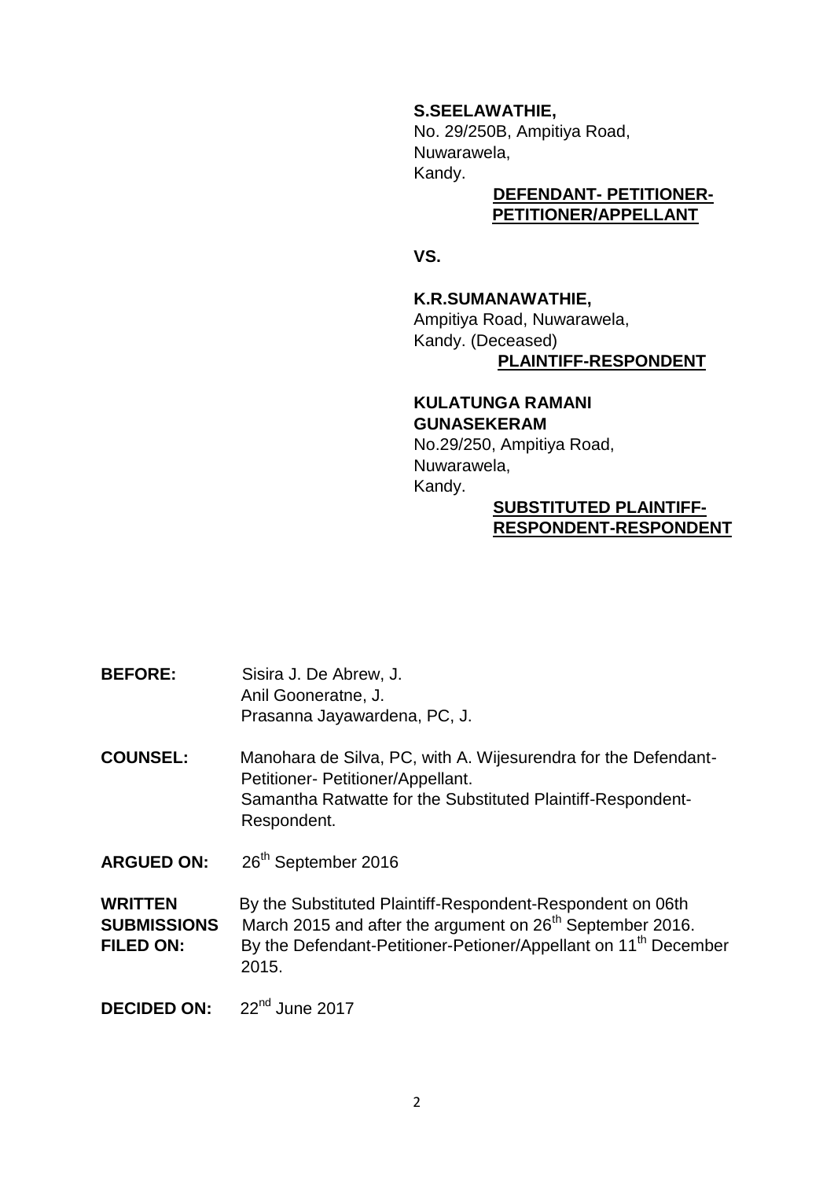**S.SEELAWATHIE,**
No. 29/250B, Ampitiya Road,
Nuwarawela,
Kandy.

**DEFENDANT- PETITIONER-
PETITIONER/APPELLANT**

**VS.**

**K.R.SUMANAWATHIE,**
Ampitiya Road, Nuwarawela,
Kandy. (Deceased)

**PLAINTIFF-RESPONDENT**

**KULATUNGA RAMANI
GUNASEKERAM**
No.29/250, Ampitiya Road,
Nuwarawela,
Kandy.

**SUBSTITUTED PLAINTIFF-
RESPONDENT-RESPONDENT**

**BEFORE:** Sisira J. De Abrew, J.
Anil Gooneratne, J.
Prasanna Jayawardena, PC, J.

**COUNSEL:** Manohara de Silva, PC, with A. Wijesurendra for the Defendant-Petitioner- Petitioner/Appellant.
Samantha Ratwatte for the Substituted Plaintiff-Respondent-Respondent.

**ARGUED ON:** 26th September 2016

**WRITTEN SUBMISSIONS FILED ON:** By the Substituted Plaintiff-Respondent-Respondent on 06th March 2015 and after the argument on 26th September 2016.
By the Defendant-Petitioner-Petioner/Appellant on 11th December 2015.

**DECIDED ON:** 22nd June 2017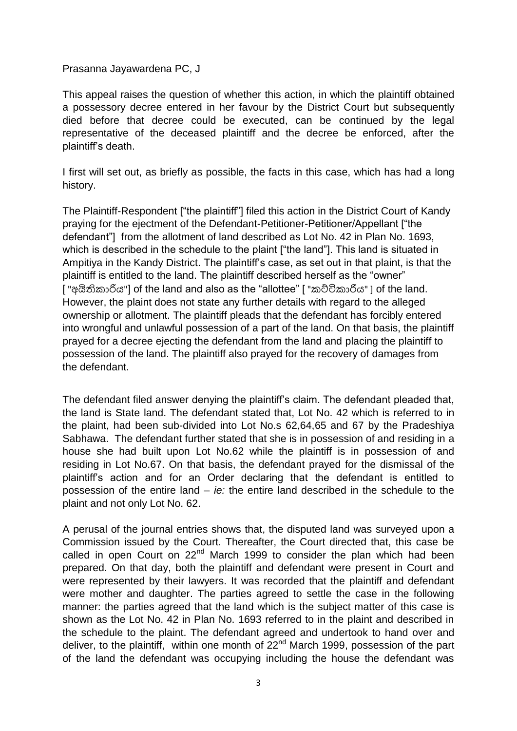Prasanna Jayawardena PC, J

This appeal raises the question of whether this action, in which the plaintiff obtained a possessory decree entered in her favour by the District Court but subsequently died before that decree could be executed, can be continued by the legal representative of the deceased plaintiff and the decree be enforced, after the plaintiff's death.

I first will set out, as briefly as possible, the facts in this case, which has had a long history.

The Plaintiff-Respondent ["the plaintiff"] filed this action in the District Court of Kandy praying for the ejectment of the Defendant-Petitioner-Petitioner/Appellant ["the defendant"] from the allotment of land described as Lot No. 42 in Plan No. 1693, which is described in the schedule to the plaint ["the land"]. This land is situated in Ampitiya in the Kandy District. The plaintiff's case, as set out in that plaint, is that the plaintiff is entitled to the land. The plaintiff described herself as the "owner" [ "අයිතිකාරිය"] of the land and also as the "allottee" [ "කට්ටිකාරිය" ] of the land. However, the plaint does not state any further details with regard to the alleged ownership or allotment. The plaintiff pleads that the defendant has forcibly entered into wrongful and unlawful possession of a part of the land. On that basis, the plaintiff prayed for a decree ejecting the defendant from the land and placing the plaintiff to possession of the land. The plaintiff also prayed for the recovery of damages from the defendant.

The defendant filed answer denying the plaintiff's claim. The defendant pleaded that, the land is State land. The defendant stated that, Lot No. 42 which is referred to in the plaint, had been sub-divided into Lot No.s 62,64,65 and 67 by the Pradeshiya Sabhawa. The defendant further stated that she is in possession of and residing in a house she had built upon Lot No.62 while the plaintiff is in possession of and residing in Lot No.67. On that basis, the defendant prayed for the dismissal of the plaintiff's action and for an Order declaring that the defendant is entitled to possession of the entire land – *ie:* the entire land described in the schedule to the plaint and not only Lot No. 62.

A perusal of the journal entries shows that, the disputed land was surveyed upon a Commission issued by the Court. Thereafter, the Court directed that, this case be called in open Court on 22nd March 1999 to consider the plan which had been prepared. On that day, both the plaintiff and defendant were present in Court and were represented by their lawyers. It was recorded that the plaintiff and defendant were mother and daughter. The parties agreed to settle the case in the following manner: the parties agreed that the land which is the subject matter of this case is shown as the Lot No. 42 in Plan No. 1693 referred to in the plaint and described in the schedule to the plaint. The defendant agreed and undertook to hand over and deliver, to the plaintiff, within one month of 22nd March 1999, possession of the part of the land the defendant was occupying including the house the defendant was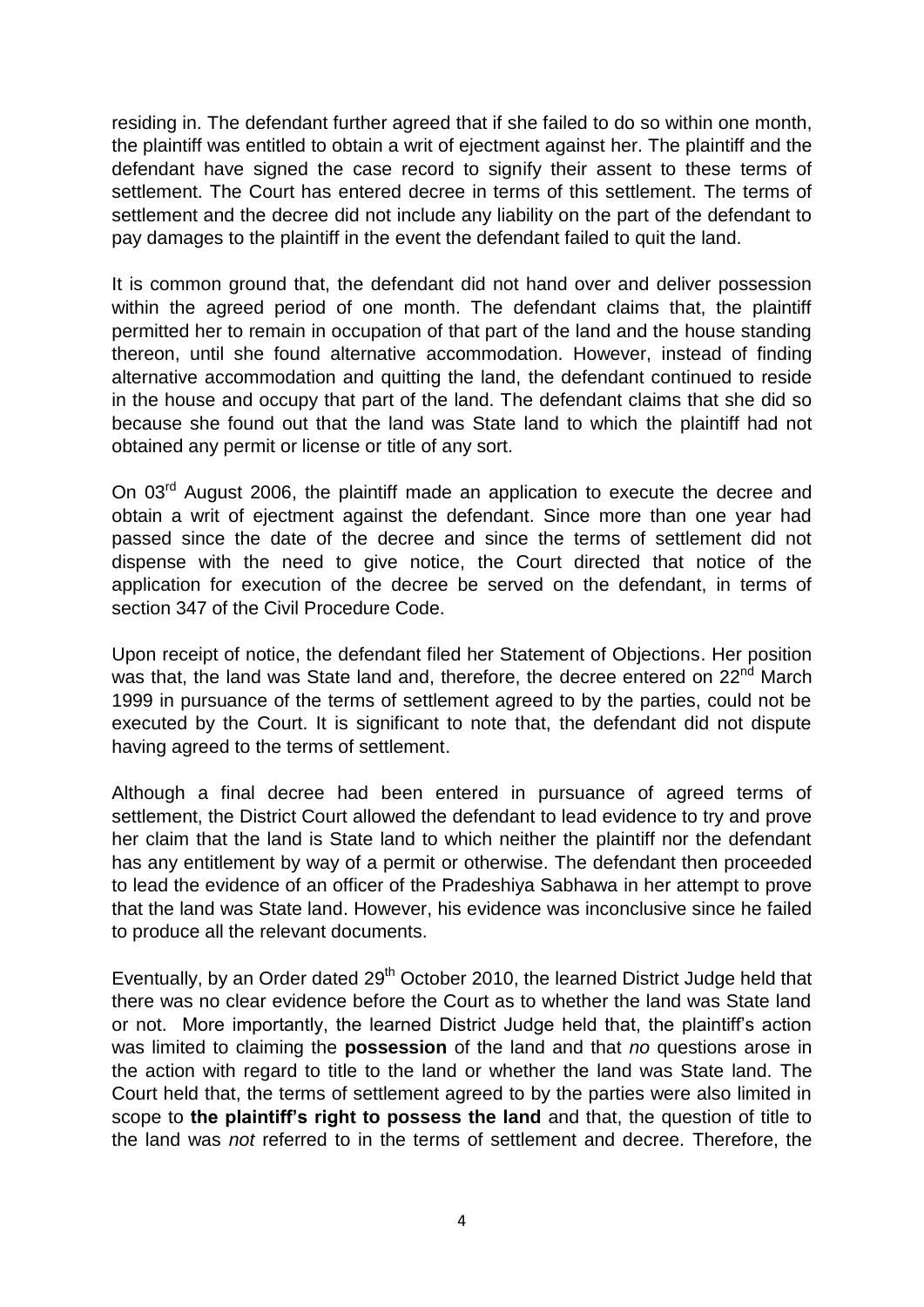residing in. The defendant further agreed that if she failed to do so within one month, the plaintiff was entitled to obtain a writ of ejectment against her. The plaintiff and the defendant have signed the case record to signify their assent to these terms of settlement. The Court has entered decree in terms of this settlement. The terms of settlement and the decree did not include any liability on the part of the defendant to pay damages to the plaintiff in the event the defendant failed to quit the land.

It is common ground that, the defendant did not hand over and deliver possession within the agreed period of one month. The defendant claims that, the plaintiff permitted her to remain in occupation of that part of the land and the house standing thereon, until she found alternative accommodation. However, instead of finding alternative accommodation and quitting the land, the defendant continued to reside in the house and occupy that part of the land. The defendant claims that she did so because she found out that the land was State land to which the plaintiff had not obtained any permit or license or title of any sort.

On 03rd August 2006, the plaintiff made an application to execute the decree and obtain a writ of ejectment against the defendant. Since more than one year had passed since the date of the decree and since the terms of settlement did not dispense with the need to give notice, the Court directed that notice of the application for execution of the decree be served on the defendant, in terms of section 347 of the Civil Procedure Code.

Upon receipt of notice, the defendant filed her Statement of Objections. Her position was that, the land was State land and, therefore, the decree entered on 22nd March 1999 in pursuance of the terms of settlement agreed to by the parties, could not be executed by the Court. It is significant to note that, the defendant did not dispute having agreed to the terms of settlement.

Although a final decree had been entered in pursuance of agreed terms of settlement, the District Court allowed the defendant to lead evidence to try and prove her claim that the land is State land to which neither the plaintiff nor the defendant has any entitlement by way of a permit or otherwise. The defendant then proceeded to lead the evidence of an officer of the Pradeshiya Sabhawa in her attempt to prove that the land was State land. However, his evidence was inconclusive since he failed to produce all the relevant documents.

Eventually, by an Order dated 29th October 2010, the learned District Judge held that there was no clear evidence before the Court as to whether the land was State land or not. More importantly, the learned District Judge held that, the plaintiff's action was limited to claiming the **possession** of the land and that *no* questions arose in the action with regard to title to the land or whether the land was State land. The Court held that, the terms of settlement agreed to by the parties were also limited in scope to **the plaintiff's right to possess the land** and that, the question of title to the land was *not* referred to in the terms of settlement and decree. Therefore, the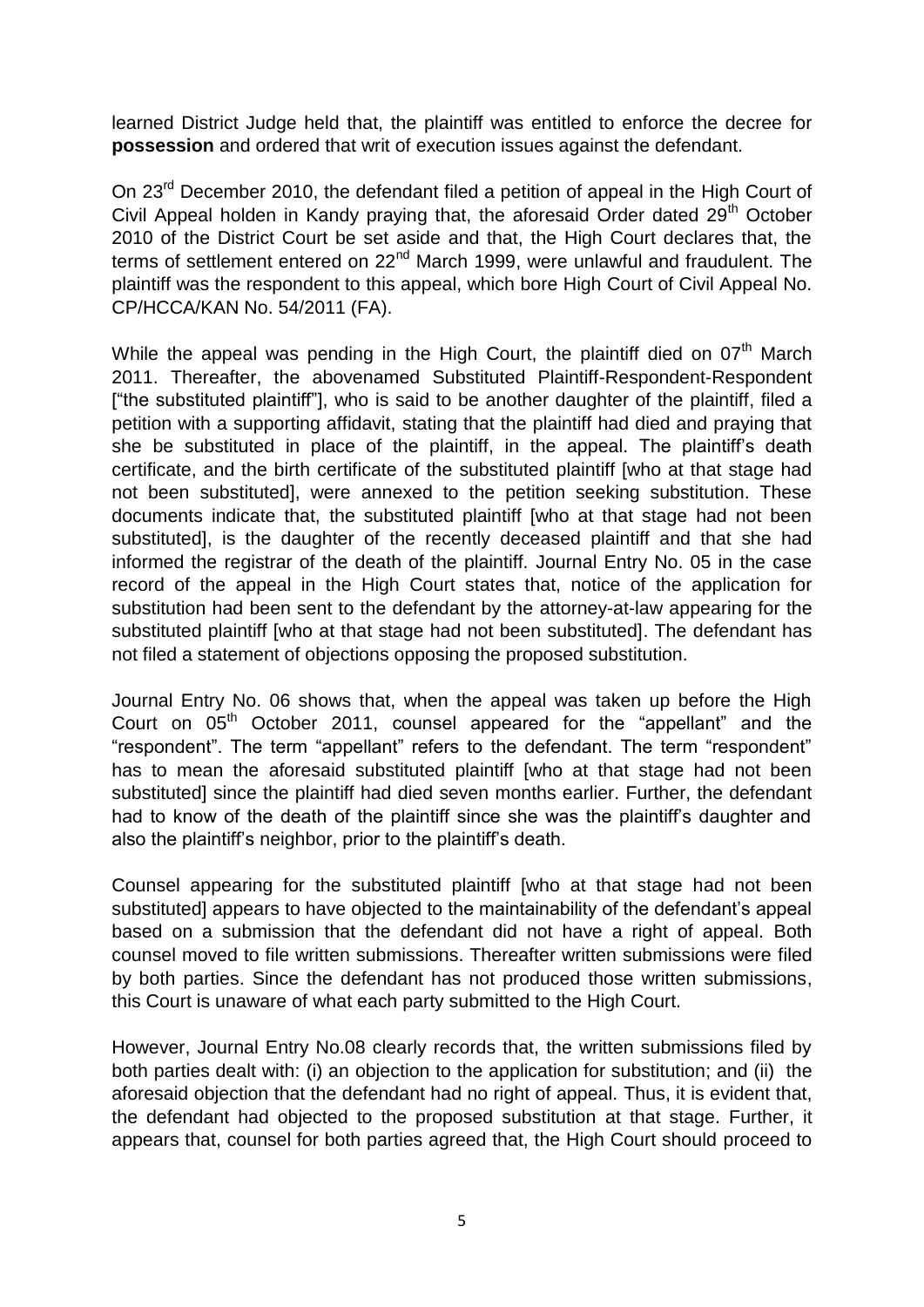learned District Judge held that, the plaintiff was entitled to enforce the decree for **possession** and ordered that writ of execution issues against the defendant.

On 23rd December 2010, the defendant filed a petition of appeal in the High Court of Civil Appeal holden in Kandy praying that, the aforesaid Order dated 29th October 2010 of the District Court be set aside and that, the High Court declares that, the terms of settlement entered on 22nd March 1999, were unlawful and fraudulent. The plaintiff was the respondent to this appeal, which bore High Court of Civil Appeal No. CP/HCCA/KAN No. 54/2011 (FA).

While the appeal was pending in the High Court, the plaintiff died on 07th March 2011. Thereafter, the abovenamed Substituted Plaintiff-Respondent-Respondent ["the substituted plaintiff"], who is said to be another daughter of the plaintiff, filed a petition with a supporting affidavit, stating that the plaintiff had died and praying that she be substituted in place of the plaintiff, in the appeal. The plaintiff's death certificate, and the birth certificate of the substituted plaintiff [who at that stage had not been substituted], were annexed to the petition seeking substitution. These documents indicate that, the substituted plaintiff [who at that stage had not been substituted], is the daughter of the recently deceased plaintiff and that she had informed the registrar of the death of the plaintiff. Journal Entry No. 05 in the case record of the appeal in the High Court states that, notice of the application for substitution had been sent to the defendant by the attorney-at-law appearing for the substituted plaintiff [who at that stage had not been substituted]. The defendant has not filed a statement of objections opposing the proposed substitution.

Journal Entry No. 06 shows that, when the appeal was taken up before the High Court on 05th October 2011, counsel appeared for the "appellant" and the "respondent". The term "appellant" refers to the defendant. The term "respondent" has to mean the aforesaid substituted plaintiff [who at that stage had not been substituted] since the plaintiff had died seven months earlier. Further, the defendant had to know of the death of the plaintiff since she was the plaintiff's daughter and also the plaintiff's neighbor, prior to the plaintiff's death.

Counsel appearing for the substituted plaintiff [who at that stage had not been substituted] appears to have objected to the maintainability of the defendant's appeal based on a submission that the defendant did not have a right of appeal. Both counsel moved to file written submissions. Thereafter written submissions were filed by both parties. Since the defendant has not produced those written submissions, this Court is unaware of what each party submitted to the High Court.

However, Journal Entry No.08 clearly records that, the written submissions filed by both parties dealt with: (i) an objection to the application for substitution; and (ii) the aforesaid objection that the defendant had no right of appeal. Thus, it is evident that, the defendant had objected to the proposed substitution at that stage. Further, it appears that, counsel for both parties agreed that, the High Court should proceed to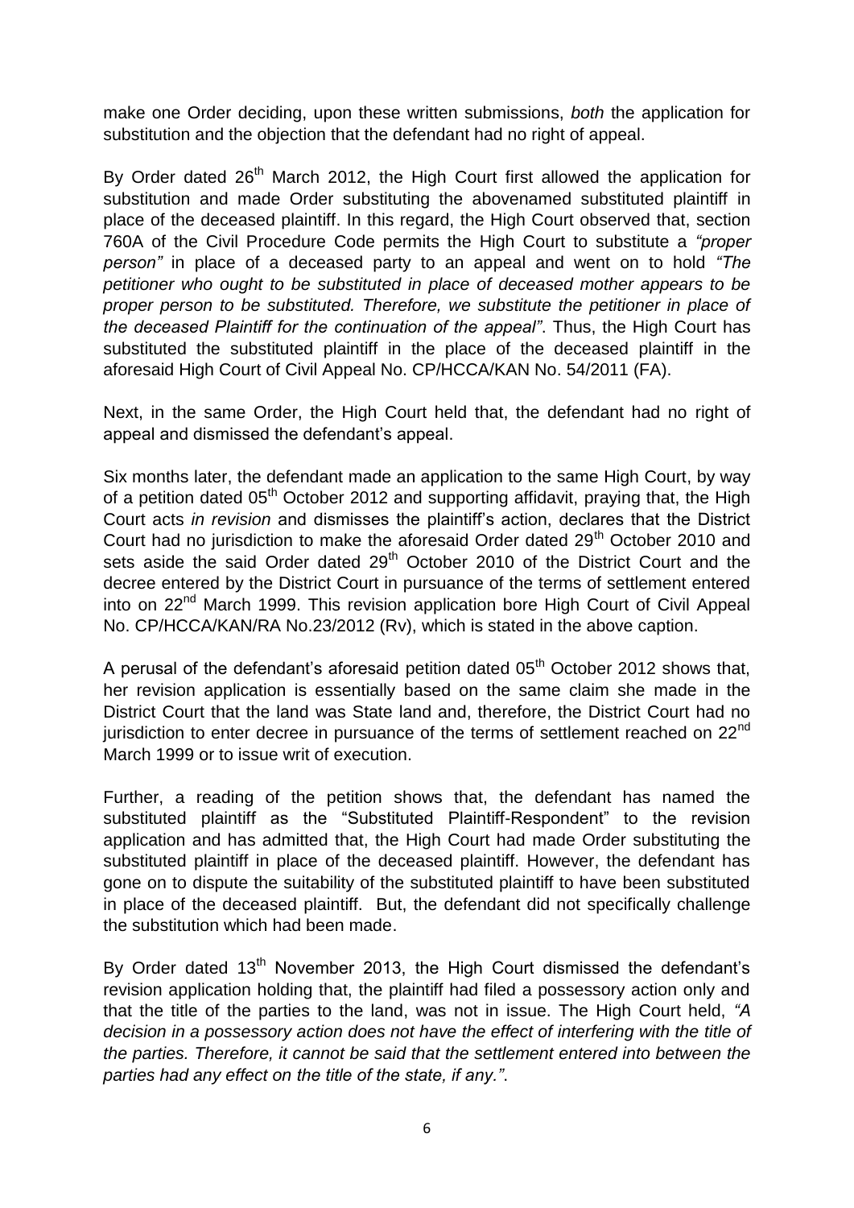make one Order deciding, upon these written submissions, *both* the application for substitution and the objection that the defendant had no right of appeal.

By Order dated 26th March 2012, the High Court first allowed the application for substitution and made Order substituting the abovenamed substituted plaintiff in place of the deceased plaintiff. In this regard, the High Court observed that, section 760A of the Civil Procedure Code permits the High Court to substitute a *"proper person"* in place of a deceased party to an appeal and went on to hold *"The petitioner who ought to be substituted in place of deceased mother appears to be proper person to be substituted. Therefore, we substitute the petitioner in place of the deceased Plaintiff for the continuation of the appeal"*. Thus, the High Court has substituted the substituted plaintiff in the place of the deceased plaintiff in the aforesaid High Court of Civil Appeal No. CP/HCCA/KAN No. 54/2011 (FA).

Next, in the same Order, the High Court held that, the defendant had no right of appeal and dismissed the defendant's appeal.

Six months later, the defendant made an application to the same High Court, by way of a petition dated 05th October 2012 and supporting affidavit, praying that, the High Court acts *in revision* and dismisses the plaintiff's action, declares that the District Court had no jurisdiction to make the aforesaid Order dated 29th October 2010 and sets aside the said Order dated 29th October 2010 of the District Court and the decree entered by the District Court in pursuance of the terms of settlement entered into on 22nd March 1999. This revision application bore High Court of Civil Appeal No. CP/HCCA/KAN/RA No.23/2012 (Rv), which is stated in the above caption.

A perusal of the defendant's aforesaid petition dated 05th October 2012 shows that, her revision application is essentially based on the same claim she made in the District Court that the land was State land and, therefore, the District Court had no jurisdiction to enter decree in pursuance of the terms of settlement reached on 22nd March 1999 or to issue writ of execution.

Further, a reading of the petition shows that, the defendant has named the substituted plaintiff as the "Substituted Plaintiff-Respondent" to the revision application and has admitted that, the High Court had made Order substituting the substituted plaintiff in place of the deceased plaintiff. However, the defendant has gone on to dispute the suitability of the substituted plaintiff to have been substituted in place of the deceased plaintiff. But, the defendant did not specifically challenge the substitution which had been made.

By Order dated 13th November 2013, the High Court dismissed the defendant's revision application holding that, the plaintiff had filed a possessory action only and that the title of the parties to the land, was not in issue. The High Court held, *"A decision in a possessory action does not have the effect of interfering with the title of the parties. Therefore, it cannot be said that the settlement entered into between the parties had any effect on the title of the state, if any."*.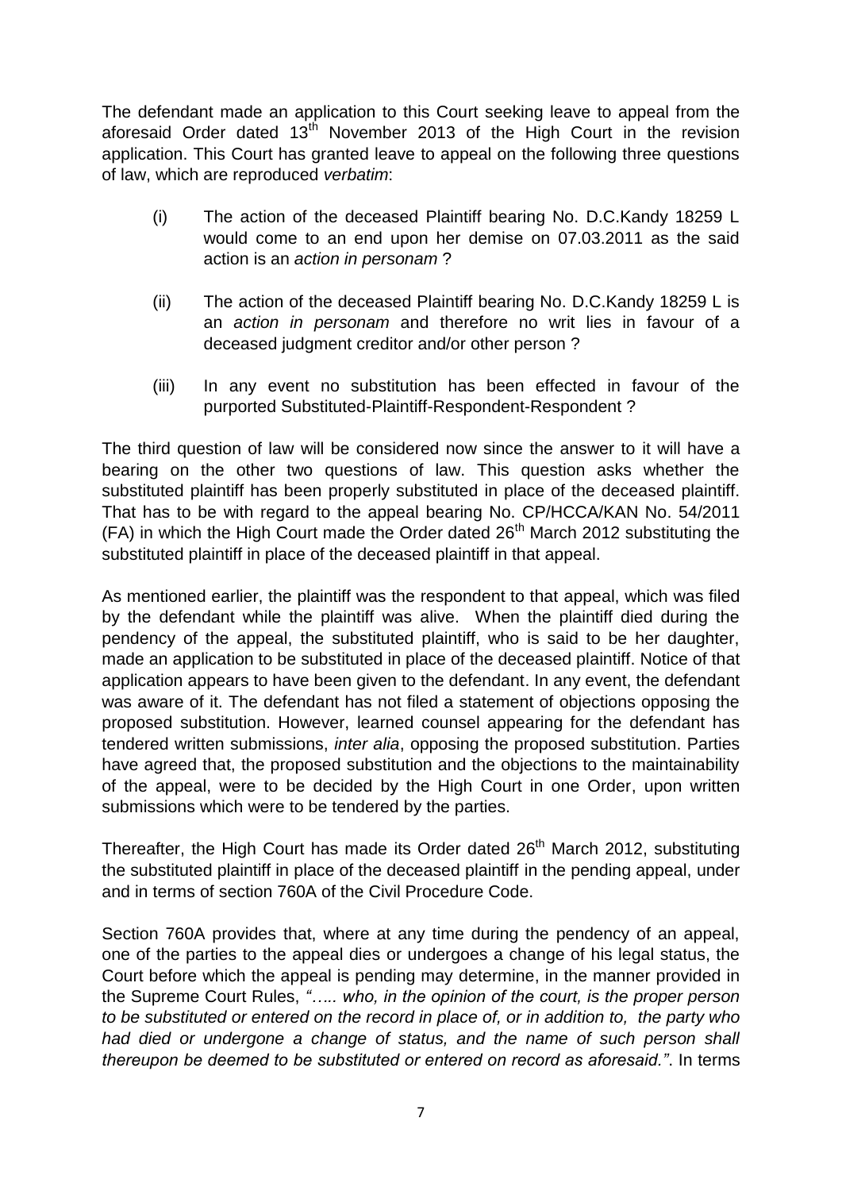The defendant made an application to this Court seeking leave to appeal from the aforesaid Order dated 13th November 2013 of the High Court in the revision application. This Court has granted leave to appeal on the following three questions of law, which are reproduced *verbatim*:

(i) The action of the deceased Plaintiff bearing No. D.C.Kandy 18259 L would come to an end upon her demise on 07.03.2011 as the said action is an *action in personam* ?

(ii) The action of the deceased Plaintiff bearing No. D.C.Kandy 18259 L is an *action in personam* and therefore no writ lies in favour of a deceased judgment creditor and/or other person ?

(iii) In any event no substitution has been effected in favour of the purported Substituted-Plaintiff-Respondent-Respondent ?

The third question of law will be considered now since the answer to it will have a bearing on the other two questions of law. This question asks whether the substituted plaintiff has been properly substituted in place of the deceased plaintiff. That has to be with regard to the appeal bearing No. CP/HCCA/KAN No. 54/2011 (FA) in which the High Court made the Order dated 26th March 2012 substituting the substituted plaintiff in place of the deceased plaintiff in that appeal.

As mentioned earlier, the plaintiff was the respondent to that appeal, which was filed by the defendant while the plaintiff was alive. When the plaintiff died during the pendency of the appeal, the substituted plaintiff, who is said to be her daughter, made an application to be substituted in place of the deceased plaintiff. Notice of that application appears to have been given to the defendant. In any event, the defendant was aware of it. The defendant has not filed a statement of objections opposing the proposed substitution. However, learned counsel appearing for the defendant has tendered written submissions, *inter alia*, opposing the proposed substitution. Parties have agreed that, the proposed substitution and the objections to the maintainability of the appeal, were to be decided by the High Court in one Order, upon written submissions which were to be tendered by the parties.

Thereafter, the High Court has made its Order dated 26th March 2012, substituting the substituted plaintiff in place of the deceased plaintiff in the pending appeal, under and in terms of section 760A of the Civil Procedure Code.

Section 760A provides that, where at any time during the pendency of an appeal, one of the parties to the appeal dies or undergoes a change of his legal status, the Court before which the appeal is pending may determine, in the manner provided in the Supreme Court Rules, *"….. who, in the opinion of the court, is the proper person to be substituted or entered on the record in place of, or in addition to, the party who had died or undergone a change of status, and the name of such person shall thereupon be deemed to be substituted or entered on record as aforesaid."*. In terms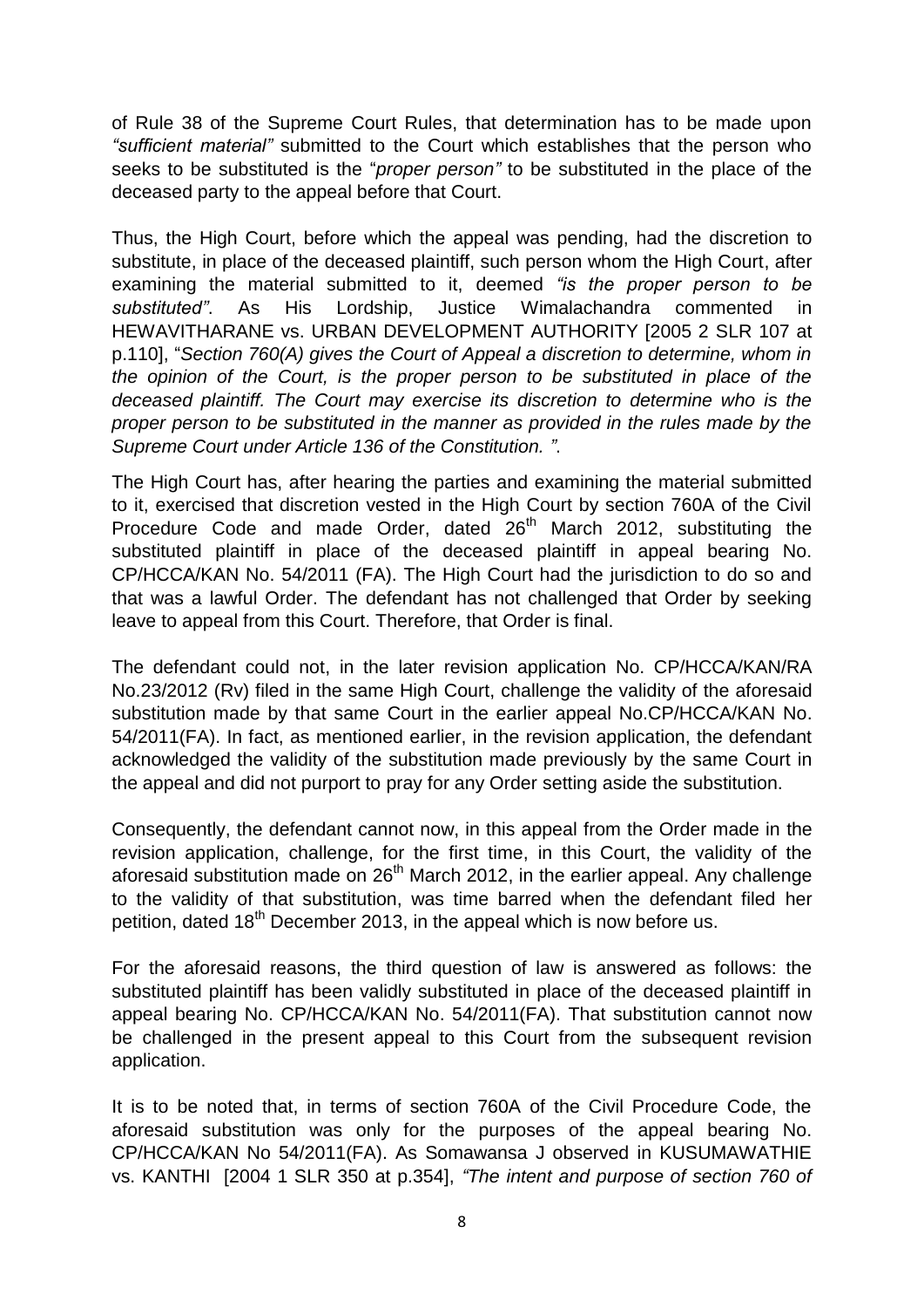of Rule 38 of the Supreme Court Rules, that determination has to be made upon *"sufficient material"* submitted to the Court which establishes that the person who seeks to be substituted is the "*proper person"* to be substituted in the place of the deceased party to the appeal before that Court.

Thus, the High Court, before which the appeal was pending, had the discretion to substitute, in place of the deceased plaintiff, such person whom the High Court, after examining the material submitted to it, deemed *"is the proper person to be substituted"*. As His Lordship, Justice Wimalachandra commented in HEWAVITHARANE vs. URBAN DEVELOPMENT AUTHORITY [2005 2 SLR 107 at p.110], "*Section 760(A) gives the Court of Appeal a discretion to determine, whom in the opinion of the Court, is the proper person to be substituted in place of the deceased plaintiff. The Court may exercise its discretion to determine who is the proper person to be substituted in the manner as provided in the rules made by the Supreme Court under Article 136 of the Constitution. "*.

The High Court has, after hearing the parties and examining the material submitted to it, exercised that discretion vested in the High Court by section 760A of the Civil Procedure Code and made Order, dated 26th March 2012, substituting the substituted plaintiff in place of the deceased plaintiff in appeal bearing No. CP/HCCA/KAN No. 54/2011 (FA). The High Court had the jurisdiction to do so and that was a lawful Order. The defendant has not challenged that Order by seeking leave to appeal from this Court. Therefore, that Order is final.

The defendant could not, in the later revision application No. CP/HCCA/KAN/RA No.23/2012 (Rv) filed in the same High Court, challenge the validity of the aforesaid substitution made by that same Court in the earlier appeal No.CP/HCCA/KAN No. 54/2011(FA). In fact, as mentioned earlier, in the revision application, the defendant acknowledged the validity of the substitution made previously by the same Court in the appeal and did not purport to pray for any Order setting aside the substitution.

Consequently, the defendant cannot now, in this appeal from the Order made in the revision application, challenge, for the first time, in this Court, the validity of the aforesaid substitution made on 26th March 2012, in the earlier appeal. Any challenge to the validity of that substitution, was time barred when the defendant filed her petition, dated 18th December 2013, in the appeal which is now before us.

For the aforesaid reasons, the third question of law is answered as follows: the substituted plaintiff has been validly substituted in place of the deceased plaintiff in appeal bearing No. CP/HCCA/KAN No. 54/2011(FA). That substitution cannot now be challenged in the present appeal to this Court from the subsequent revision application.

It is to be noted that, in terms of section 760A of the Civil Procedure Code, the aforesaid substitution was only for the purposes of the appeal bearing No. CP/HCCA/KAN No 54/2011(FA). As Somawansa J observed in KUSUMAWATHIE vs. KANTHI [2004 1 SLR 350 at p.354], *"The intent and purpose of section 760 of*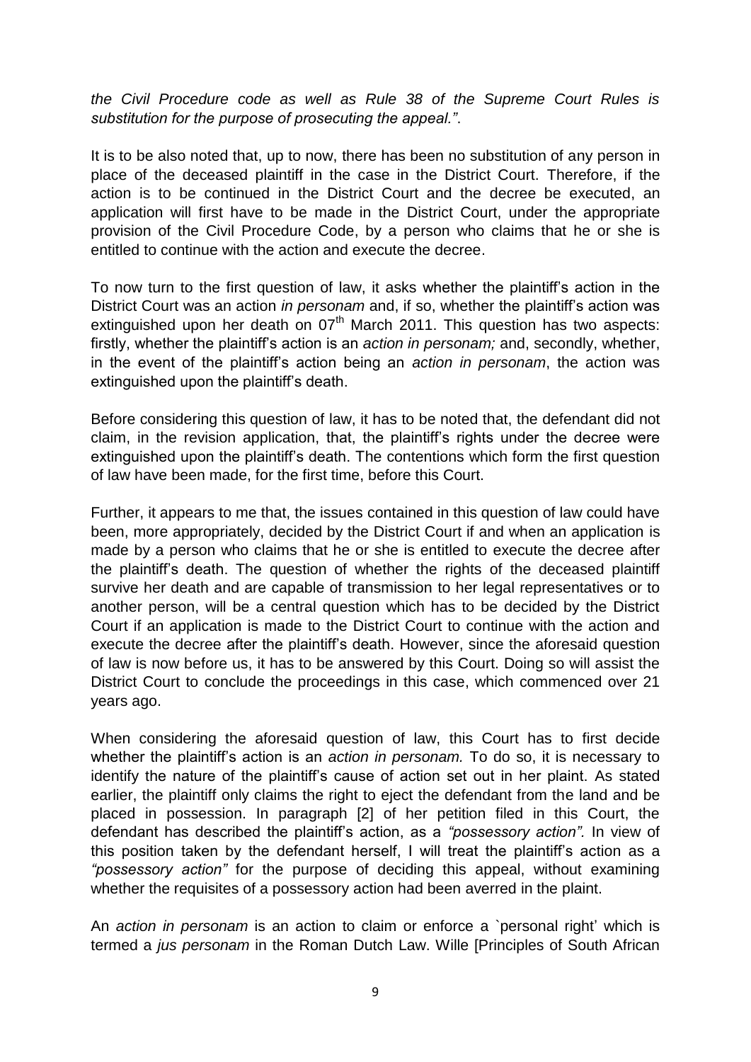*the Civil Procedure code as well as Rule 38 of the Supreme Court Rules is substitution for the purpose of prosecuting the appeal."*.

It is to be also noted that, up to now, there has been no substitution of any person in place of the deceased plaintiff in the case in the District Court. Therefore, if the action is to be continued in the District Court and the decree be executed, an application will first have to be made in the District Court, under the appropriate provision of the Civil Procedure Code, by a person who claims that he or she is entitled to continue with the action and execute the decree.

To now turn to the first question of law, it asks whether the plaintiff's action in the District Court was an action *in personam* and, if so, whether the plaintiff's action was extinguished upon her death on 07th March 2011. This question has two aspects: firstly, whether the plaintiff's action is an *action in personam;* and, secondly, whether, in the event of the plaintiff's action being an *action in personam*, the action was extinguished upon the plaintiff's death.

Before considering this question of law, it has to be noted that, the defendant did not claim, in the revision application, that, the plaintiff's rights under the decree were extinguished upon the plaintiff's death. The contentions which form the first question of law have been made, for the first time, before this Court.

Further, it appears to me that, the issues contained in this question of law could have been, more appropriately, decided by the District Court if and when an application is made by a person who claims that he or she is entitled to execute the decree after the plaintiff's death. The question of whether the rights of the deceased plaintiff survive her death and are capable of transmission to her legal representatives or to another person, will be a central question which has to be decided by the District Court if an application is made to the District Court to continue with the action and execute the decree after the plaintiff's death. However, since the aforesaid question of law is now before us, it has to be answered by this Court. Doing so will assist the District Court to conclude the proceedings in this case, which commenced over 21 years ago.

When considering the aforesaid question of law, this Court has to first decide whether the plaintiff's action is an *action in personam.* To do so, it is necessary to identify the nature of the plaintiff's cause of action set out in her plaint. As stated earlier, the plaintiff only claims the right to eject the defendant from the land and be placed in possession. In paragraph [2] of her petition filed in this Court, the defendant has described the plaintiff's action, as a *"possessory action"*. In view of this position taken by the defendant herself, I will treat the plaintiff's action as a *"possessory action"* for the purpose of deciding this appeal, without examining whether the requisites of a possessory action had been averred in the plaint.

An *action in personam* is an action to claim or enforce a `personal right' which is termed a *jus personam* in the Roman Dutch Law. Wille [Principles of South African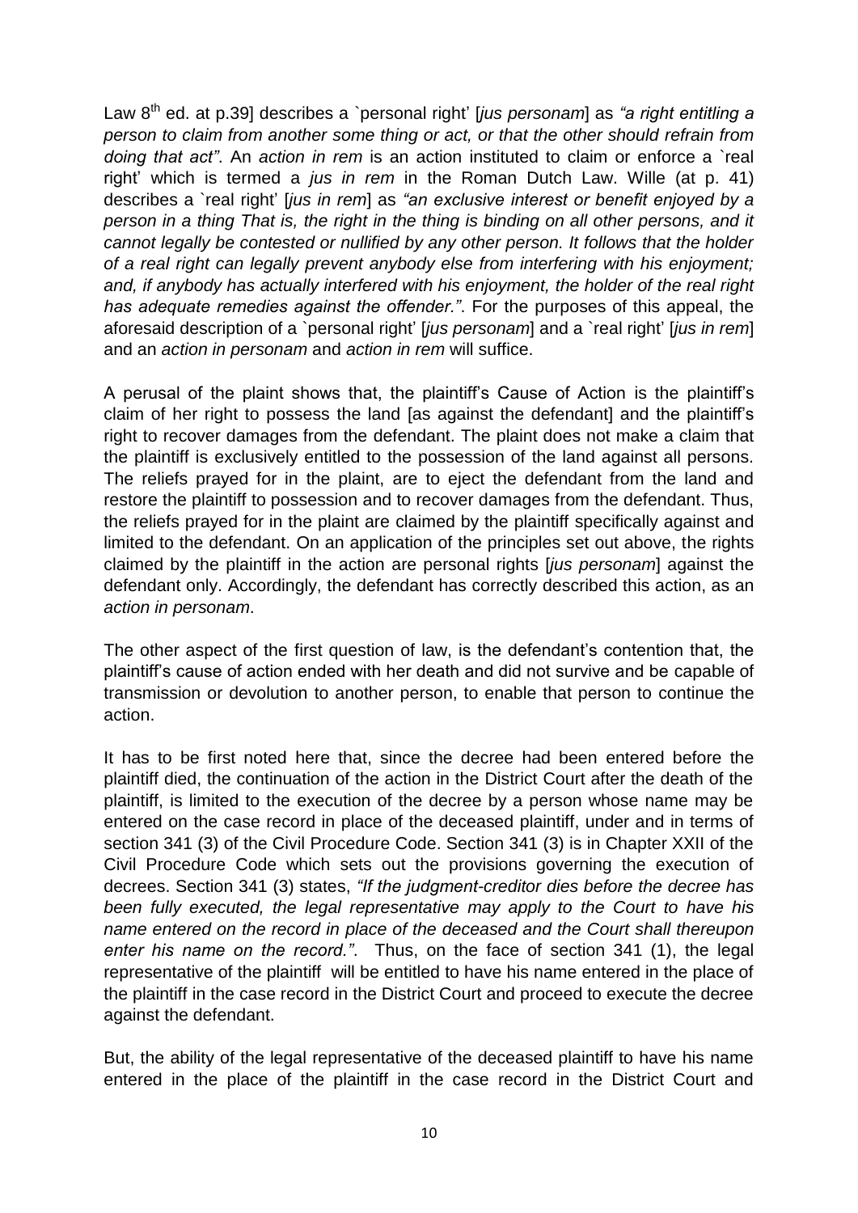Law 8th ed. at p.39] describes a `personal right' [*jus personam*] as *"a right entitling a person to claim from another some thing or act, or that the other should refrain from doing that act"*. An *action in rem* is an action instituted to claim or enforce a `real right' which is termed a *jus in rem* in the Roman Dutch Law. Wille (at p. 41) describes a `real right' [*jus in rem*] as *"an exclusive interest or benefit enjoyed by a person in a thing That is, the right in the thing is binding on all other persons, and it cannot legally be contested or nullified by any other person. It follows that the holder of a real right can legally prevent anybody else from interfering with his enjoyment; and, if anybody has actually interfered with his enjoyment, the holder of the real right has adequate remedies against the offender."*. For the purposes of this appeal, the aforesaid description of a `personal right' [*jus personam*] and a `real right' [*jus in rem*] and an *action in personam* and *action in rem* will suffice.

A perusal of the plaint shows that, the plaintiff's Cause of Action is the plaintiff's claim of her right to possess the land [as against the defendant] and the plaintiff's right to recover damages from the defendant. The plaint does not make a claim that the plaintiff is exclusively entitled to the possession of the land against all persons. The reliefs prayed for in the plaint, are to eject the defendant from the land and restore the plaintiff to possession and to recover damages from the defendant. Thus, the reliefs prayed for in the plaint are claimed by the plaintiff specifically against and limited to the defendant. On an application of the principles set out above, the rights claimed by the plaintiff in the action are personal rights [*jus personam*] against the defendant only. Accordingly, the defendant has correctly described this action, as an *action in personam*.

The other aspect of the first question of law, is the defendant's contention that, the plaintiff's cause of action ended with her death and did not survive and be capable of transmission or devolution to another person, to enable that person to continue the action.

It has to be first noted here that, since the decree had been entered before the plaintiff died, the continuation of the action in the District Court after the death of the plaintiff, is limited to the execution of the decree by a person whose name may be entered on the case record in place of the deceased plaintiff, under and in terms of section 341 (3) of the Civil Procedure Code. Section 341 (3) is in Chapter XXII of the Civil Procedure Code which sets out the provisions governing the execution of decrees. Section 341 (3) states, *"If the judgment-creditor dies before the decree has been fully executed, the legal representative may apply to the Court to have his name entered on the record in place of the deceased and the Court shall thereupon enter his name on the record."*. Thus, on the face of section 341 (1), the legal representative of the plaintiff will be entitled to have his name entered in the place of the plaintiff in the case record in the District Court and proceed to execute the decree against the defendant.

But, the ability of the legal representative of the deceased plaintiff to have his name entered in the place of the plaintiff in the case record in the District Court and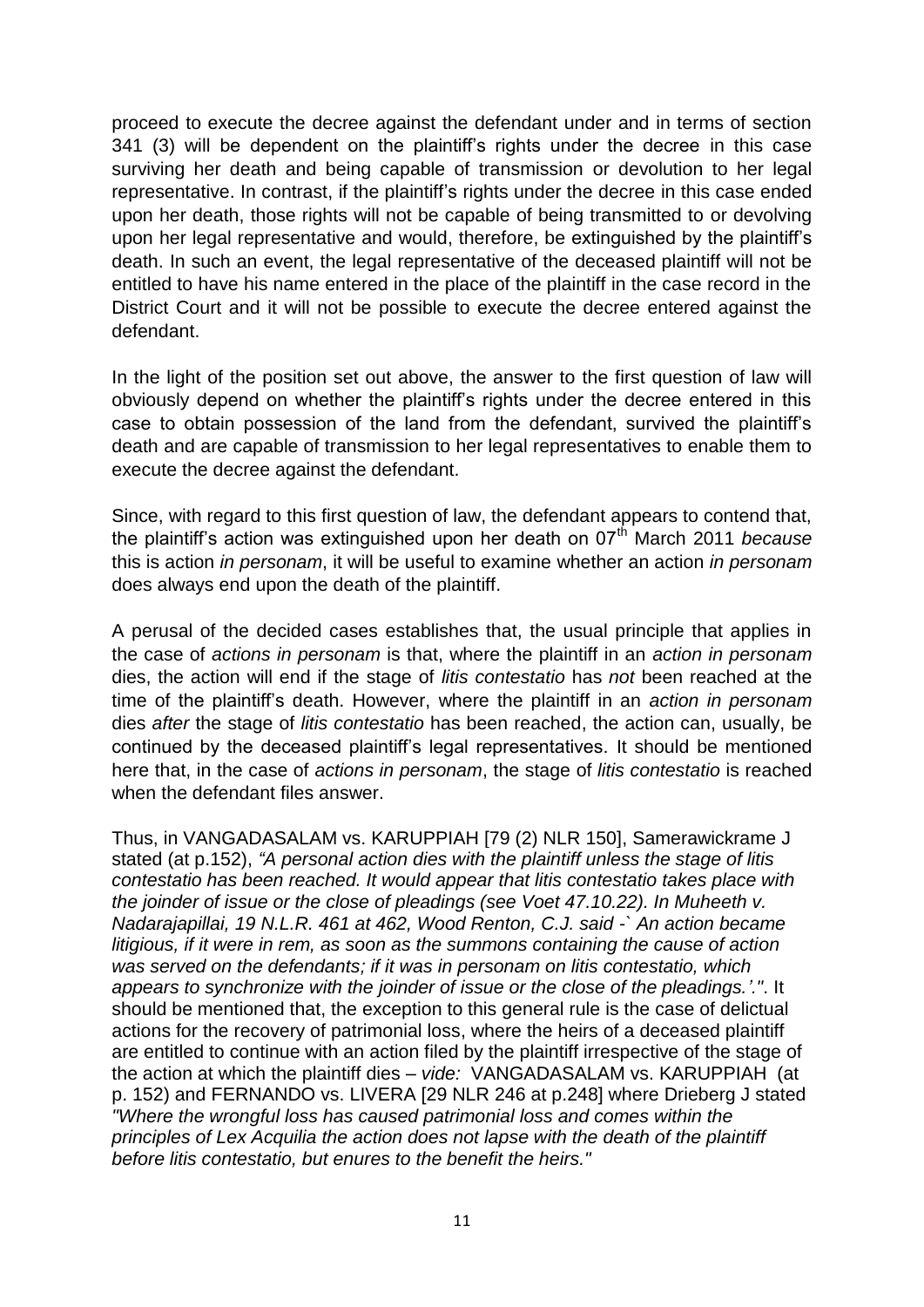proceed to execute the decree against the defendant under and in terms of section 341 (3) will be dependent on the plaintiff's rights under the decree in this case surviving her death and being capable of transmission or devolution to her legal representative. In contrast, if the plaintiff's rights under the decree in this case ended upon her death, those rights will not be capable of being transmitted to or devolving upon her legal representative and would, therefore, be extinguished by the plaintiff's death. In such an event, the legal representative of the deceased plaintiff will not be entitled to have his name entered in the place of the plaintiff in the case record in the District Court and it will not be possible to execute the decree entered against the defendant.

In the light of the position set out above, the answer to the first question of law will obviously depend on whether the plaintiff's rights under the decree entered in this case to obtain possession of the land from the defendant, survived the plaintiff's death and are capable of transmission to her legal representatives to enable them to execute the decree against the defendant.

Since, with regard to this first question of law, the defendant appears to contend that, the plaintiff's action was extinguished upon her death on 07th March 2011 *because* this is action *in personam*, it will be useful to examine whether an action *in personam* does always end upon the death of the plaintiff.

A perusal of the decided cases establishes that, the usual principle that applies in the case of *actions in personam* is that, where the plaintiff in an *action in personam* dies, the action will end if the stage of *litis contestatio* has *not* been reached at the time of the plaintiff's death. However, where the plaintiff in an *action in personam* dies *after* the stage of *litis contestatio* has been reached, the action can, usually, be continued by the deceased plaintiff's legal representatives. It should be mentioned here that, in the case of *actions in personam*, the stage of *litis contestatio* is reached when the defendant files answer.

Thus, in VANGADASALAM vs. KARUPPIAH [79 (2) NLR 150], Samerawickrame J stated (at p.152), *"A personal action dies with the plaintiff unless the stage of litis contestatio has been reached. It would appear that litis contestatio takes place with the joinder of issue or the close of pleadings (see Voet 47.10.22). In Muheeth v. Nadarajapillai, 19 N.L.R. 461 at 462, Wood Renton, C.J. said -` An action became litigious, if it were in rem, as soon as the summons containing the cause of action was served on the defendants; if it was in personam on litis contestatio, which appears to synchronize with the joinder of issue or the close of the pleadings.'."*. It should be mentioned that, the exception to this general rule is the case of delictual actions for the recovery of patrimonial loss, where the heirs of a deceased plaintiff are entitled to continue with an action filed by the plaintiff irrespective of the stage of the action at which the plaintiff dies – *vide:* VANGADASALAM vs. KARUPPIAH (at p. 152) and FERNANDO vs. LIVERA [29 NLR 246 at p.248] where Drieberg J stated *"Where the wrongful loss has caused patrimonial loss and comes within the principles of Lex Acquilia the action does not lapse with the death of the plaintiff before litis contestatio, but enures to the benefit the heirs."*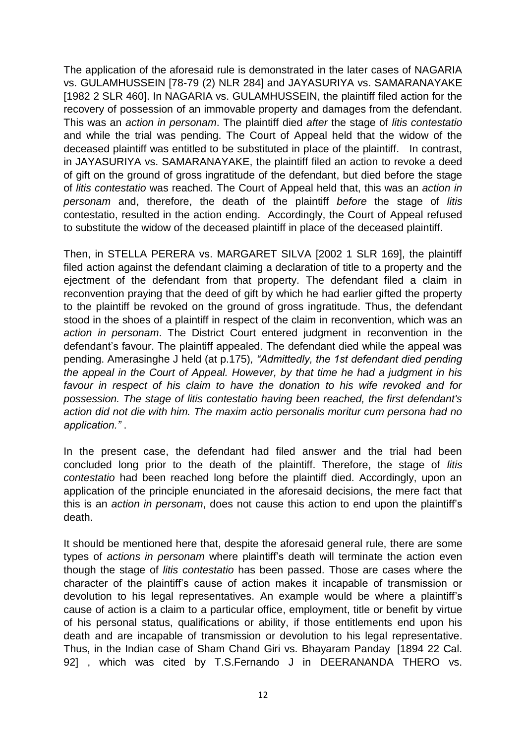The application of the aforesaid rule is demonstrated in the later cases of NAGARIA vs. GULAMHUSSEIN [78-79 (2) NLR 284] and JAYASURIYA vs. SAMARANAYAKE [1982 2 SLR 460]. In NAGARIA vs. GULAMHUSSEIN, the plaintiff filed action for the recovery of possession of an immovable property and damages from the defendant. This was an *action in personam*. The plaintiff died *after* the stage of *litis contestatio* and while the trial was pending. The Court of Appeal held that the widow of the deceased plaintiff was entitled to be substituted in place of the plaintiff. In contrast, in JAYASURIYA vs. SAMARANAYAKE, the plaintiff filed an action to revoke a deed of gift on the ground of gross ingratitude of the defendant, but died before the stage of *litis contestatio* was reached. The Court of Appeal held that, this was an *action in personam* and, therefore, the death of the plaintiff *before* the stage of *litis* contestatio, resulted in the action ending. Accordingly, the Court of Appeal refused to substitute the widow of the deceased plaintiff in place of the deceased plaintiff.

Then, in STELLA PERERA vs. MARGARET SILVA [2002 1 SLR 169], the plaintiff filed action against the defendant claiming a declaration of title to a property and the ejectment of the defendant from that property. The defendant filed a claim in reconvention praying that the deed of gift by which he had earlier gifted the property to the plaintiff be revoked on the ground of gross ingratitude. Thus, the defendant stood in the shoes of a plaintiff in respect of the claim in reconvention, which was an *action in personam*. The District Court entered judgment in reconvention in the defendant's favour. The plaintiff appealed. The defendant died while the appeal was pending. Amerasinghe J held (at p.175)*, "Admittedly, the 1st defendant died pending the appeal in the Court of Appeal. However, by that time he had a judgment in his favour in respect of his claim to have the donation to his wife revoked and for possession. The stage of litis contestatio having been reached, the first defendant's action did not die with him. The maxim actio personalis moritur cum persona had no application."* .

In the present case, the defendant had filed answer and the trial had been concluded long prior to the death of the plaintiff. Therefore, the stage of *litis contestatio* had been reached long before the plaintiff died. Accordingly, upon an application of the principle enunciated in the aforesaid decisions, the mere fact that this is an *action in personam*, does not cause this action to end upon the plaintiff's death.

It should be mentioned here that, despite the aforesaid general rule, there are some types of *actions in personam* where plaintiff's death will terminate the action even though the stage of *litis contestatio* has been passed. Those are cases where the character of the plaintiff's cause of action makes it incapable of transmission or devolution to his legal representatives. An example would be where a plaintiff's cause of action is a claim to a particular office, employment, title or benefit by virtue of his personal status, qualifications or ability, if those entitlements end upon his death and are incapable of transmission or devolution to his legal representative. Thus, in the Indian case of Sham Chand Giri vs. Bhayaram Panday [1894 22 Cal. 92] , which was cited by T.S.Fernando J in DEERANANDA THERO vs.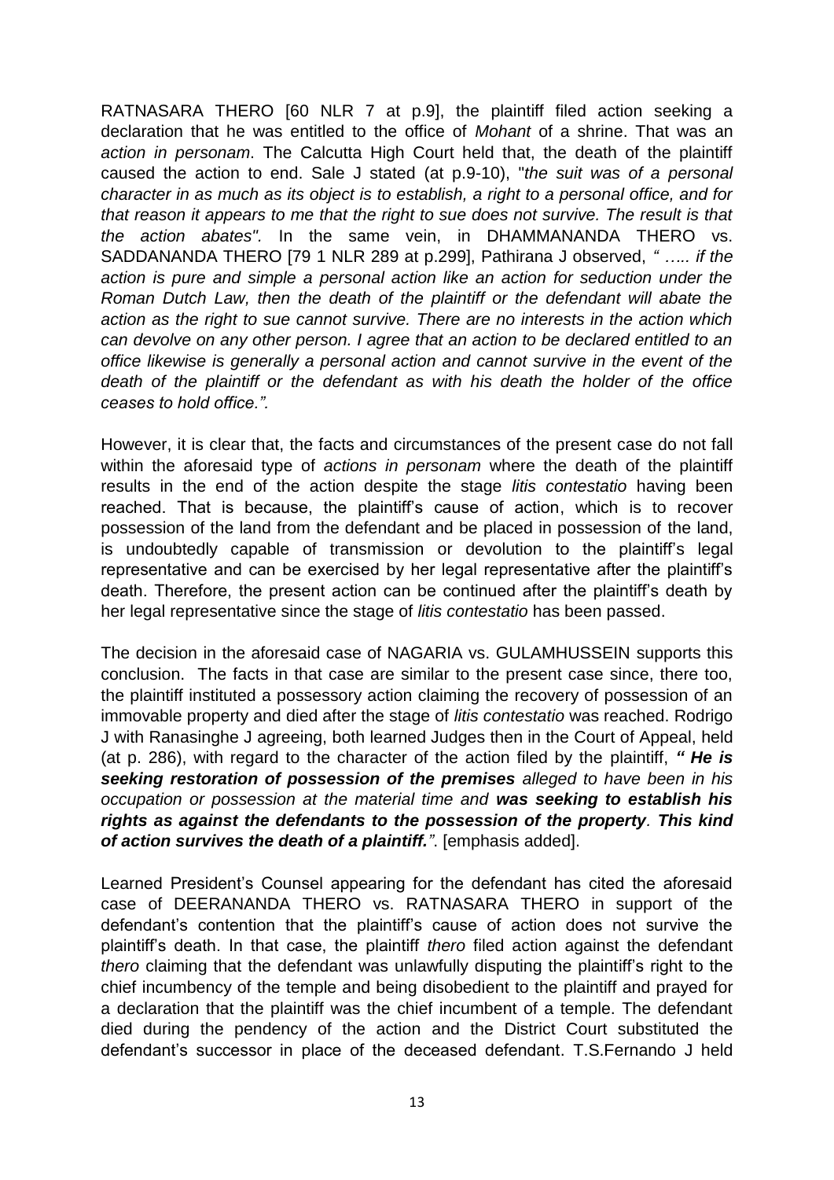RATNASARA THERO [60 NLR 7 at p.9], the plaintiff filed action seeking a declaration that he was entitled to the office of *Mohant* of a shrine. That was an *action in personam*. The Calcutta High Court held that, the death of the plaintiff caused the action to end. Sale J stated (at p.9-10), "*the suit was of a personal character in as much as its object is to establish, a right to a personal office, and for that reason it appears to me that the right to sue does not survive. The result is that the action abates".* In the same vein, in DHAMMANANDA THERO vs. SADDANANDA THERO [79 1 NLR 289 at p.299], Pathirana J observed, *" ….. if the action is pure and simple a personal action like an action for seduction under the Roman Dutch Law, then the death of the plaintiff or the defendant will abate the action as the right to sue cannot survive. There are no interests in the action which can devolve on any other person. I agree that an action to be declared entitled to an office likewise is generally a personal action and cannot survive in the event of the death of the plaintiff or the defendant as with his death the holder of the office ceases to hold office.".*

However, it is clear that, the facts and circumstances of the present case do not fall within the aforesaid type of *actions in personam* where the death of the plaintiff results in the end of the action despite the stage *litis contestatio* having been reached. That is because, the plaintiff's cause of action, which is to recover possession of the land from the defendant and be placed in possession of the land, is undoubtedly capable of transmission or devolution to the plaintiff's legal representative and can be exercised by her legal representative after the plaintiff's death. Therefore, the present action can be continued after the plaintiff's death by her legal representative since the stage of *litis contestatio* has been passed.

The decision in the aforesaid case of NAGARIA vs. GULAMHUSSEIN supports this conclusion. The facts in that case are similar to the present case since, there too, the plaintiff instituted a possessory action claiming the recovery of possession of an immovable property and died after the stage of *litis contestatio* was reached. Rodrigo J with Ranasinghe J agreeing, both learned Judges then in the Court of Appeal, held (at p. 286), with regard to the character of the action filed by the plaintiff, ***" He is seeking restoration of possession of the premises** alleged to have been in his occupation or possession at the material time and **was seeking to establish his rights as against the defendants to the possession of the property**. **This kind of action survives the death of a plaintiff."***. [emphasis added].

Learned President's Counsel appearing for the defendant has cited the aforesaid case of DEERANANDA THERO vs. RATNASARA THERO in support of the defendant's contention that the plaintiff's cause of action does not survive the plaintiff's death. In that case, the plaintiff *thero* filed action against the defendant *thero* claiming that the defendant was unlawfully disputing the plaintiff's right to the chief incumbency of the temple and being disobedient to the plaintiff and prayed for a declaration that the plaintiff was the chief incumbent of a temple. The defendant died during the pendency of the action and the District Court substituted the defendant's successor in place of the deceased defendant. T.S.Fernando J held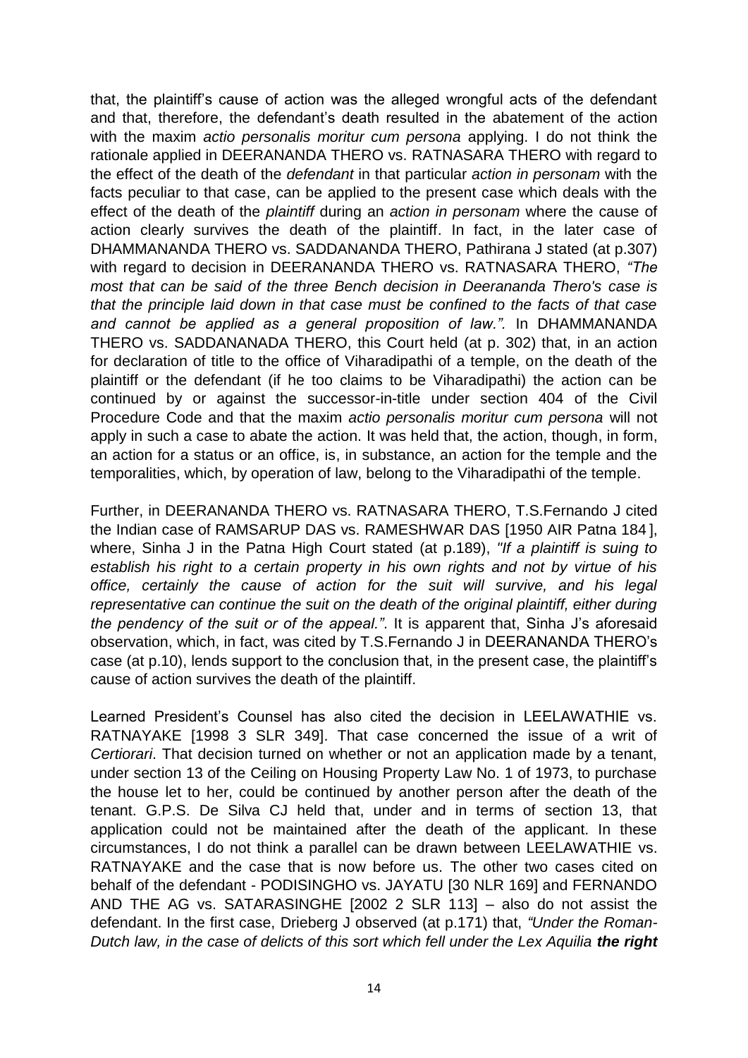that, the plaintiff's cause of action was the alleged wrongful acts of the defendant and that, therefore, the defendant's death resulted in the abatement of the action with the maxim *actio personalis moritur cum persona* applying. I do not think the rationale applied in DEERANANDA THERO vs. RATNASARA THERO with regard to the effect of the death of the *defendant* in that particular *action in personam* with the facts peculiar to that case, can be applied to the present case which deals with the effect of the death of the *plaintiff* during an *action in personam* where the cause of action clearly survives the death of the plaintiff. In fact, in the later case of DHAMMANANDA THERO vs. SADDANANDA THERO, Pathirana J stated (at p.307) with regard to decision in DEERANANDA THERO vs. RATNASARA THERO, *"The most that can be said of the three Bench decision in Deerananda Thero's case is that the principle laid down in that case must be confined to the facts of that case and cannot be applied as a general proposition of law.".* In DHAMMANANDA THERO vs. SADDANANADA THERO, this Court held (at p. 302) that, in an action for declaration of title to the office of Viharadipathi of a temple, on the death of the plaintiff or the defendant (if he too claims to be Viharadipathi) the action can be continued by or against the successor-in-title under section 404 of the Civil Procedure Code and that the maxim *actio personalis moritur cum persona* will not apply in such a case to abate the action. It was held that, the action, though, in form, an action for a status or an office, is, in substance, an action for the temple and the temporalities, which, by operation of law, belong to the Viharadipathi of the temple.

Further, in DEERANANDA THERO vs. RATNASARA THERO, T.S.Fernando J cited the Indian case of RAMSARUP DAS vs. RAMESHWAR DAS [1950 AIR Patna 184 ], where, Sinha J in the Patna High Court stated (at p.189), *"If a plaintiff is suing to establish his right to a certain property in his own rights and not by virtue of his office, certainly the cause of action for the suit will survive, and his legal representative can continue the suit on the death of the original plaintiff, either during the pendency of the suit or of the appeal."*. It is apparent that, Sinha J's aforesaid observation, which, in fact, was cited by T.S.Fernando J in DEERANANDA THERO's case (at p.10), lends support to the conclusion that, in the present case, the plaintiff's cause of action survives the death of the plaintiff.

Learned President's Counsel has also cited the decision in LEELAWATHIE vs. RATNAYAKE [1998 3 SLR 349]. That case concerned the issue of a writ of *Certiorari*. That decision turned on whether or not an application made by a tenant, under section 13 of the Ceiling on Housing Property Law No. 1 of 1973, to purchase the house let to her, could be continued by another person after the death of the tenant. G.P.S. De Silva CJ held that, under and in terms of section 13, that application could not be maintained after the death of the applicant. In these circumstances, I do not think a parallel can be drawn between LEELAWATHIE vs. RATNAYAKE and the case that is now before us. The other two cases cited on behalf of the defendant - PODISINGHO vs. JAYATU [30 NLR 169] and FERNANDO AND THE AG vs. SATARASINGHE [2002 2 SLR 113] – also do not assist the defendant. In the first case, Drieberg J observed (at p.171) that, *"Under the Roman-Dutch law, in the case of delicts of this sort which fell under the Lex Aquilia* ***the right***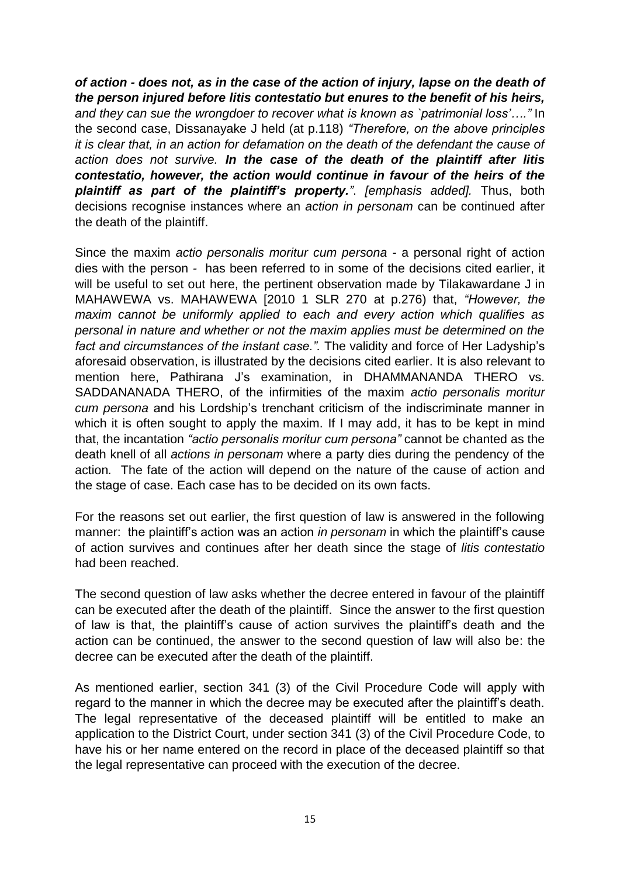***of action - does not, as in the case of the action of injury, lapse on the death of the person injured before litis contestatio but enures to the benefit of his heirs,*** *and they can sue the wrongdoer to recover what is known as `patrimonial loss'…."* In the second case, Dissanayake J held (at p.118) *"Therefore, on the above principles it is clear that, in an action for defamation on the death of the defendant the cause of action does not survive.* ***In the case of the death of the plaintiff after litis contestatio, however, the action would continue in favour of the heirs of the plaintiff as part of the plaintiff's property.****". [emphasis added].* Thus, both decisions recognise instances where an *action in personam* can be continued after the death of the plaintiff.

Since the maxim *actio personalis moritur cum persona* - a personal right of action dies with the person - has been referred to in some of the decisions cited earlier, it will be useful to set out here, the pertinent observation made by Tilakawardane J in MAHAWEWA vs. MAHAWEWA [2010 1 SLR 270 at p.276) that, *"However, the maxim cannot be uniformly applied to each and every action which qualifies as personal in nature and whether or not the maxim applies must be determined on the fact and circumstances of the instant case.".* The validity and force of Her Ladyship's aforesaid observation, is illustrated by the decisions cited earlier. It is also relevant to mention here, Pathirana J's examination, in DHAMMANANDA THERO vs. SADDANANADA THERO, of the infirmities of the maxim *actio personalis moritur cum persona* and his Lordship's trenchant criticism of the indiscriminate manner in which it is often sought to apply the maxim. If I may add, it has to be kept in mind that, the incantation *"actio personalis moritur cum persona"* cannot be chanted as the death knell of all *actions in personam* where a party dies during the pendency of the action*.* The fate of the action will depend on the nature of the cause of action and the stage of case. Each case has to be decided on its own facts.

For the reasons set out earlier, the first question of law is answered in the following manner: the plaintiff's action was an action *in personam* in which the plaintiff's cause of action survives and continues after her death since the stage of *litis contestatio* had been reached.

The second question of law asks whether the decree entered in favour of the plaintiff can be executed after the death of the plaintiff. Since the answer to the first question of law is that, the plaintiff's cause of action survives the plaintiff's death and the action can be continued, the answer to the second question of law will also be: the decree can be executed after the death of the plaintiff.

As mentioned earlier, section 341 (3) of the Civil Procedure Code will apply with regard to the manner in which the decree may be executed after the plaintiff's death. The legal representative of the deceased plaintiff will be entitled to make an application to the District Court, under section 341 (3) of the Civil Procedure Code, to have his or her name entered on the record in place of the deceased plaintiff so that the legal representative can proceed with the execution of the decree.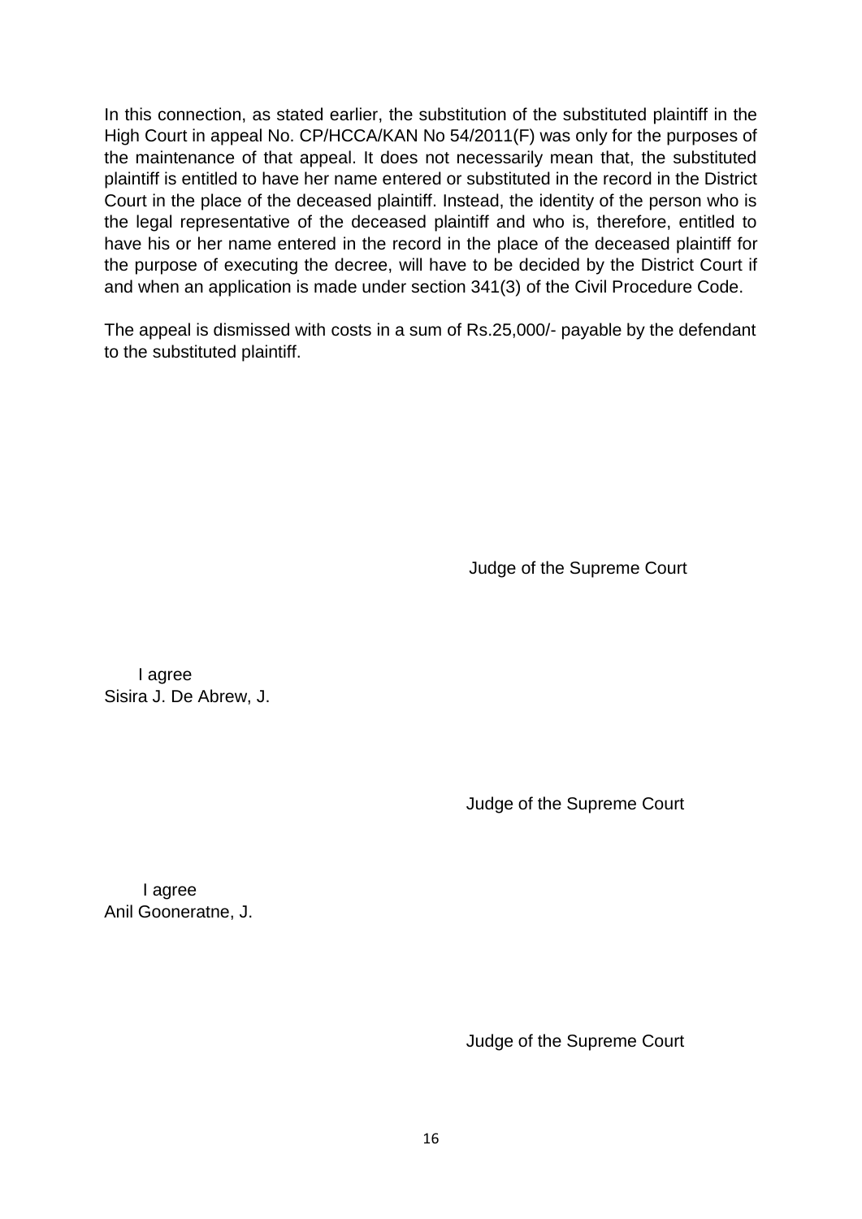In this connection, as stated earlier, the substitution of the substituted plaintiff in the High Court in appeal No. CP/HCCA/KAN No 54/2011(F) was only for the purposes of the maintenance of that appeal. It does not necessarily mean that, the substituted plaintiff is entitled to have her name entered or substituted in the record in the District Court in the place of the deceased plaintiff. Instead, the identity of the person who is the legal representative of the deceased plaintiff and who is, therefore, entitled to have his or her name entered in the record in the place of the deceased plaintiff for the purpose of executing the decree, will have to be decided by the District Court if and when an application is made under section 341(3) of the Civil Procedure Code.

The appeal is dismissed with costs in a sum of Rs.25,000/- payable by the defendant to the substituted plaintiff.

Judge of the Supreme Court

I agree
Sisira J. De Abrew, J.

Judge of the Supreme Court

I agree
Anil Gooneratne, J.

Judge of the Supreme Court